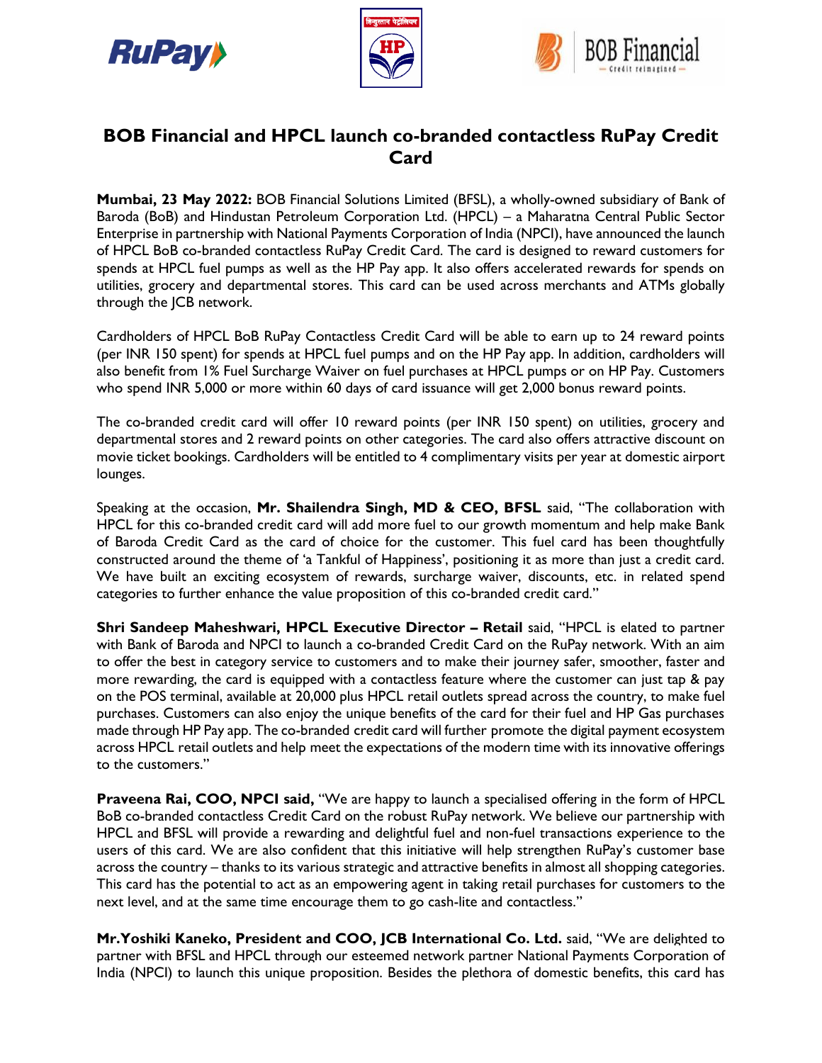# BOB Financial and HPCL launch co-branded contactless RuPay Credit Card

**Mumbai, 23 May 2022:** BOB Financial Solutions Limited (BFSL), a wholly-owned subsidiary of Bank of Baroda (BoB) and Hindustan Petroleum Corporation Ltd. (HPCL) – a Maharatna Central Public Sector Enterprise in partnership with National Payments Corporation of India (NPCI), have announced the launch of HPCL BoB co-branded contactless RuPay Credit Card. The card is designed to reward customers for spends at HPCL fuel pumps as well as the HP Pay app. It also offers accelerated rewards for spends on utilities, grocery and departmental stores. This card can be used across merchants and ATMs globally through the JCB network.

Cardholders of HPCL BoB RuPay Contactless Credit Card will be able to earn up to 24 reward points (per INR 150 spent) for spends at HPCL fuel pumps and on the HP Pay app. In addition, cardholders will also benefit from 1% Fuel Surcharge Waiver on fuel purchases at HPCL pumps or on HP Pay. Customers who spend INR 5,000 or more within 60 days of card issuance will get 2,000 bonus reward points.

The co-branded credit card will offer 10 reward points (per INR 150 spent) on utilities, grocery and departmental stores and 2 reward points on other categories. The card also offers attractive discount on movie ticket bookings. Cardholders will be entitled to 4 complimentary visits per year at domestic airport lounges.

Speaking at the occasion, **Mr. Shailendra Singh, MD & CEO, BFSL** said, "The collaboration with HPCL for this co-branded credit card will add more fuel to our growth momentum and help make Bank of Baroda Credit Card as the card of choice for the customer. This fuel card has been thoughtfully constructed around the theme of 'a Tankful of Happiness', positioning it as more than just a credit card. We have built an exciting ecosystem of rewards, surcharge waiver, discounts, etc. in related spend categories to further enhance the value proposition of this co-branded credit card."

**Shri Sandeep Maheshwari, HPCL Executive Director – Retail** said, "HPCL is elated to partner with Bank of Baroda and NPCI to launch a co-branded Credit Card on the RuPay network. With an aim to offer the best in category service to customers and to make their journey safer, smoother, faster and more rewarding, the card is equipped with a contactless feature where the customer can just tap & pay on the POS terminal, available at 20,000 plus HPCL retail outlets spread across the country, to make fuel purchases. Customers can also enjoy the unique benefits of the card for their fuel and HP Gas purchases made through HP Pay app. The co-branded credit card will further promote the digital payment ecosystem across HPCL retail outlets and help meet the expectations of the modern time with its innovative offerings to the customers."

**Praveena Rai, COO, NPCI said,** "We are happy to launch a specialised offering in the form of HPCL BoB co-branded contactless Credit Card on the robust RuPay network. We believe our partnership with HPCL and BFSL will provide a rewarding and delightful fuel and non-fuel transactions experience to the users of this card. We are also confident that this initiative will help strengthen RuPay's customer base across the country – thanks to its various strategic and attractive benefits in almost all shopping categories. This card has the potential to act as an empowering agent in taking retail purchases for customers to the next level, and at the same time encourage them to go cash-lite and contactless."

**Mr.Yoshiki Kaneko, President and COO, JCB International Co. Ltd.** said, "We are delighted to partner with BFSL and HPCL through our esteemed network partner National Payments Corporation of India (NPCI) to launch this unique proposition. Besides the plethora of domestic benefits, this card has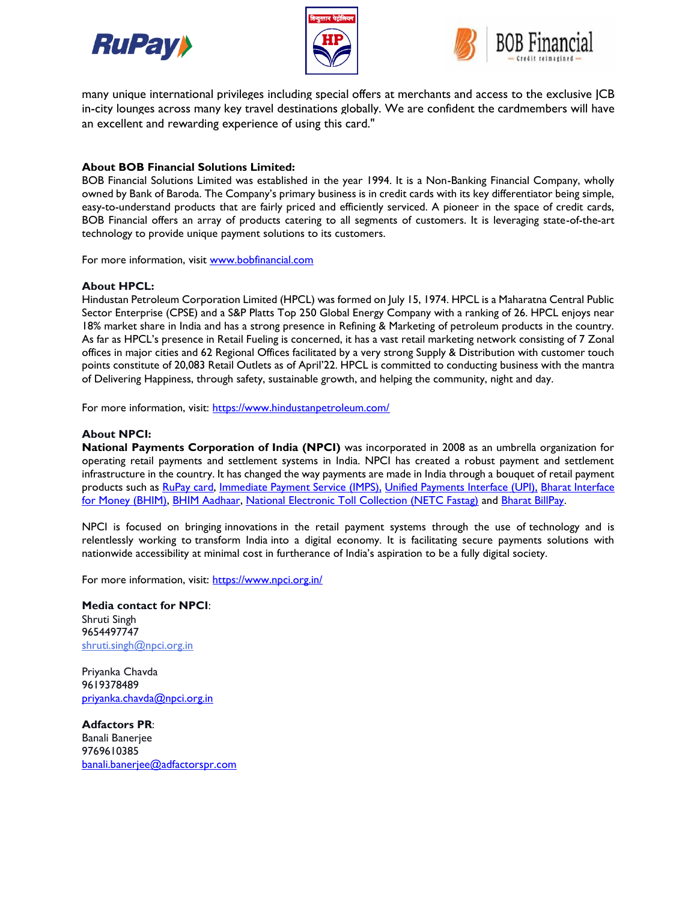many unique international privileges including special offers at merchants and access to the exclusive JCB in-city lounges across many key travel destinations globally. We are confident the cardmembers will have an excellent and rewarding experience of using this card."

**About BOB Financial Solutions Limited:**

BOB Financial Solutions Limited was established in the year 1994. It is a Non-Banking Financial Company, wholly owned by Bank of Baroda. The Company's primary business is in credit cards with its key differentiator being simple, easy-to-understand products that are fairly priced and efficiently serviced. A pioneer in the space of credit cards, BOB Financial offers an array of products catering to all segments of customers. It is leveraging state-of-the-art technology to provide unique payment solutions to its customers.

For more information, visit www.bobfinancial.com

**About HPCL:**

Hindustan Petroleum Corporation Limited (HPCL) was formed on July 15, 1974. HPCL is a Maharatna Central Public Sector Enterprise (CPSE) and a S&P Platts Top 250 Global Energy Company with a ranking of 26. HPCL enjoys near 18% market share in India and has a strong presence in Refining & Marketing of petroleum products in the country. As far as HPCL's presence in Retail Fueling is concerned, it has a vast retail marketing network consisting of 7 Zonal offices in major cities and 62 Regional Offices facilitated by a very strong Supply & Distribution with customer touch points constitute of 20,083 Retail Outlets as of April'22. HPCL is committed to conducting business with the mantra of Delivering Happiness, through safety, sustainable growth, and helping the community, night and day.

For more information, visit: https://www.hindustanpetroleum.com/

**About NPCI:**

**National Payments Corporation of India (NPCI)** was incorporated in 2008 as an umbrella organization for operating retail payments and settlement systems in India. NPCI has created a robust payment and settlement infrastructure in the country. It has changed the way payments are made in India through a bouquet of retail payment products such as RuPay card, Immediate Payment Service (IMPS), Unified Payments Interface (UPI), Bharat Interface for Money (BHIM), BHIM Aadhaar, National Electronic Toll Collection (NETC Fastag) and Bharat BillPay.

NPCI is focused on bringing innovations in the retail payment systems through the use of technology and is relentlessly working to transform India into a digital economy. It is facilitating secure payments solutions with nationwide accessibility at minimal cost in furtherance of India's aspiration to be a fully digital society.

For more information, visit: https://www.npci.org.in/

**Media contact for NPCI**:

Shruti Singh
9654497747
shruti.singh@npci.org.in

Priyanka Chavda
9619378489
priyanka.chavda@npci.org.in

**Adfactors PR**:

Banali Banerjee
9769610385
banali.banerjee@adfactorspr.com